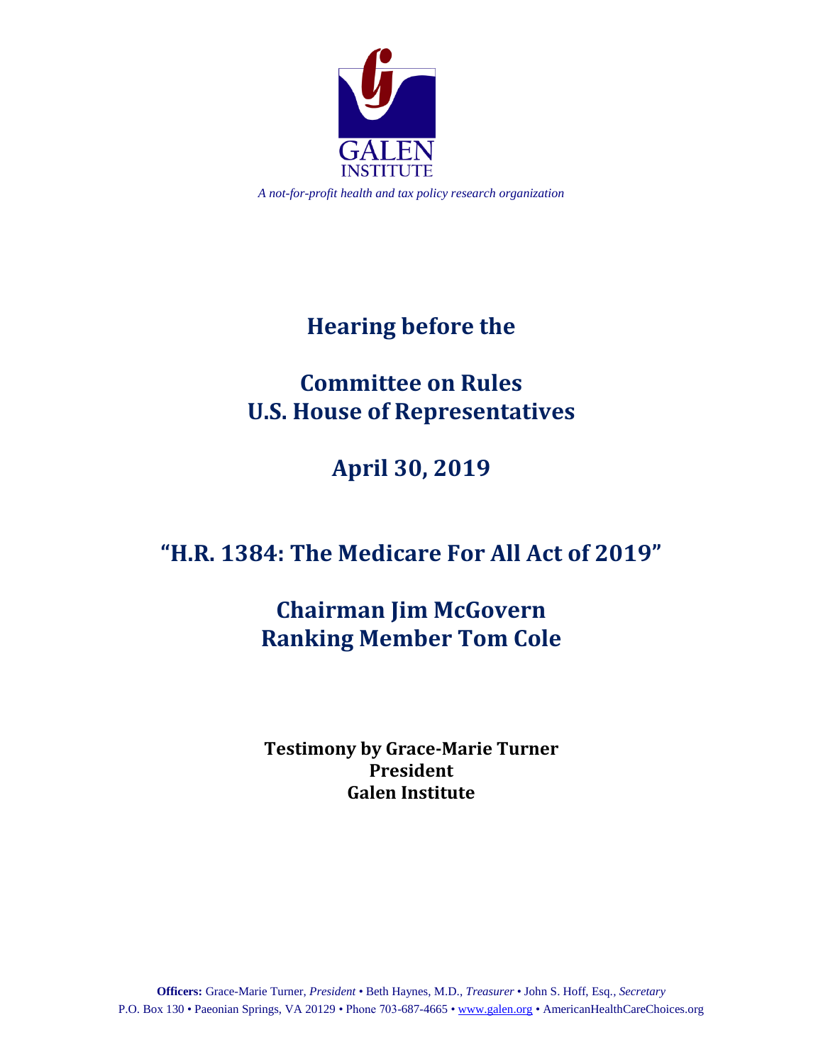GALEN
INSTITUTE

*A not-for-profit health and tax policy research organization*

# Hearing before the

# Committee on Rules
# U.S. House of Representatives

# April 30, 2019

# "H.R. 1384: The Medicare For All Act of 2019"

## Chairman Jim McGovern
## Ranking Member Tom Cole

**Testimony by Grace-Marie Turner**
**President**
**Galen Institute**

**Officers:** Grace-Marie Turner, *President* • Beth Haynes, M.D., *Treasurer* • John S. Hoff, Esq., *Secretary*
P.O. Box 130 • Paeonian Springs, VA 20129 • Phone 703-687-4665 • www.galen.org • AmericanHealthCareChoices.org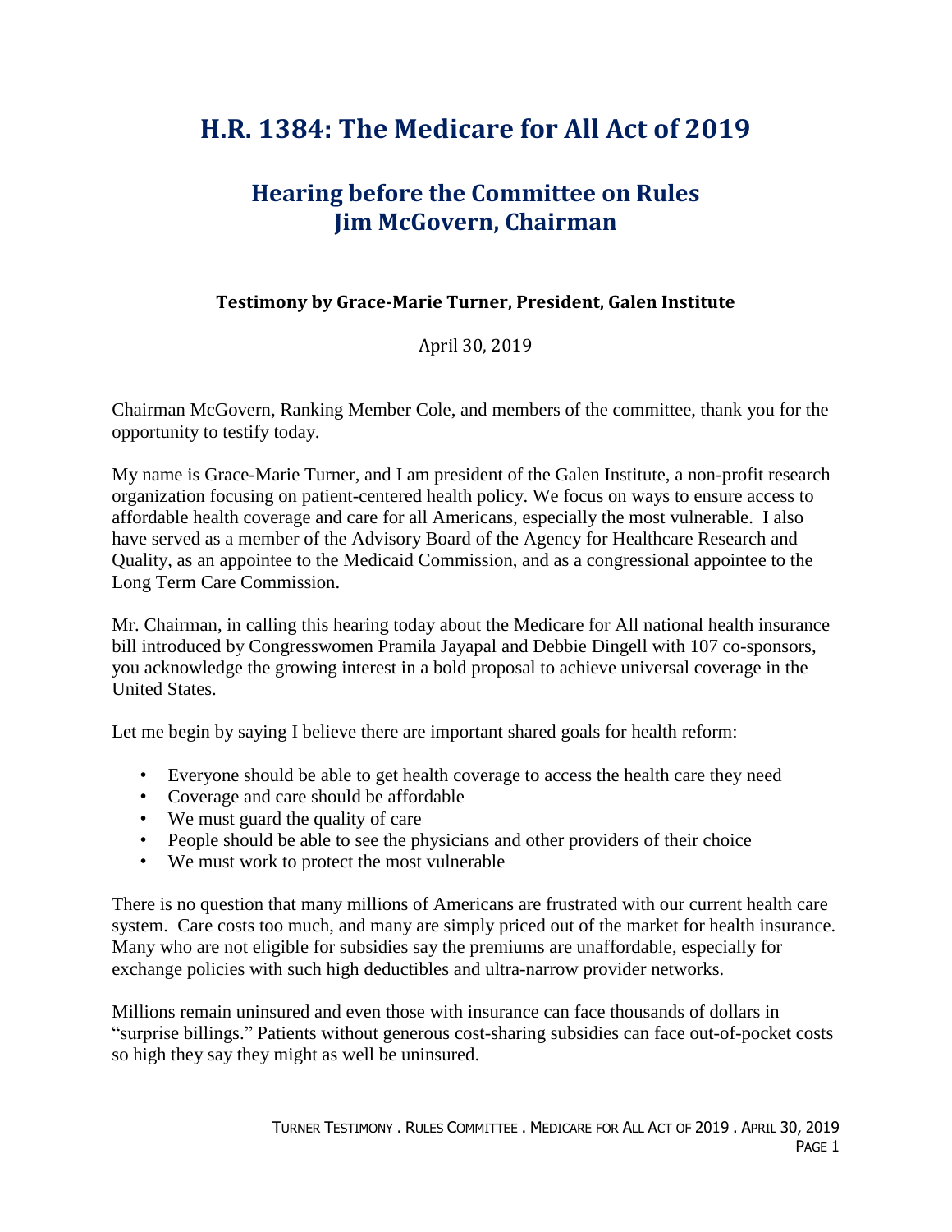# H.R. 1384: The Medicare for All Act of 2019

## Hearing before the Committee on Rules
## Jim McGovern, Chairman

### Testimony by Grace-Marie Turner, President, Galen Institute

April 30, 2019

Chairman McGovern, Ranking Member Cole, and members of the committee, thank you for the opportunity to testify today.

My name is Grace-Marie Turner, and I am president of the Galen Institute, a non-profit research organization focusing on patient-centered health policy. We focus on ways to ensure access to affordable health coverage and care for all Americans, especially the most vulnerable. I also have served as a member of the Advisory Board of the Agency for Healthcare Research and Quality, as an appointee to the Medicaid Commission, and as a congressional appointee to the Long Term Care Commission.

Mr. Chairman, in calling this hearing today about the Medicare for All national health insurance bill introduced by Congresswomen Pramila Jayapal and Debbie Dingell with 107 co-sponsors, you acknowledge the growing interest in a bold proposal to achieve universal coverage in the United States.

Let me begin by saying I believe there are important shared goals for health reform:

- Everyone should be able to get health coverage to access the health care they need
- Coverage and care should be affordable
- We must guard the quality of care
- People should be able to see the physicians and other providers of their choice
- We must work to protect the most vulnerable

There is no question that many millions of Americans are frustrated with our current health care system. Care costs too much, and many are simply priced out of the market for health insurance. Many who are not eligible for subsidies say the premiums are unaffordable, especially for exchange policies with such high deductibles and ultra-narrow provider networks.

Millions remain uninsured and even those with insurance can face thousands of dollars in "surprise billings." Patients without generous cost-sharing subsidies can face out-of-pocket costs so high they say they might as well be uninsured.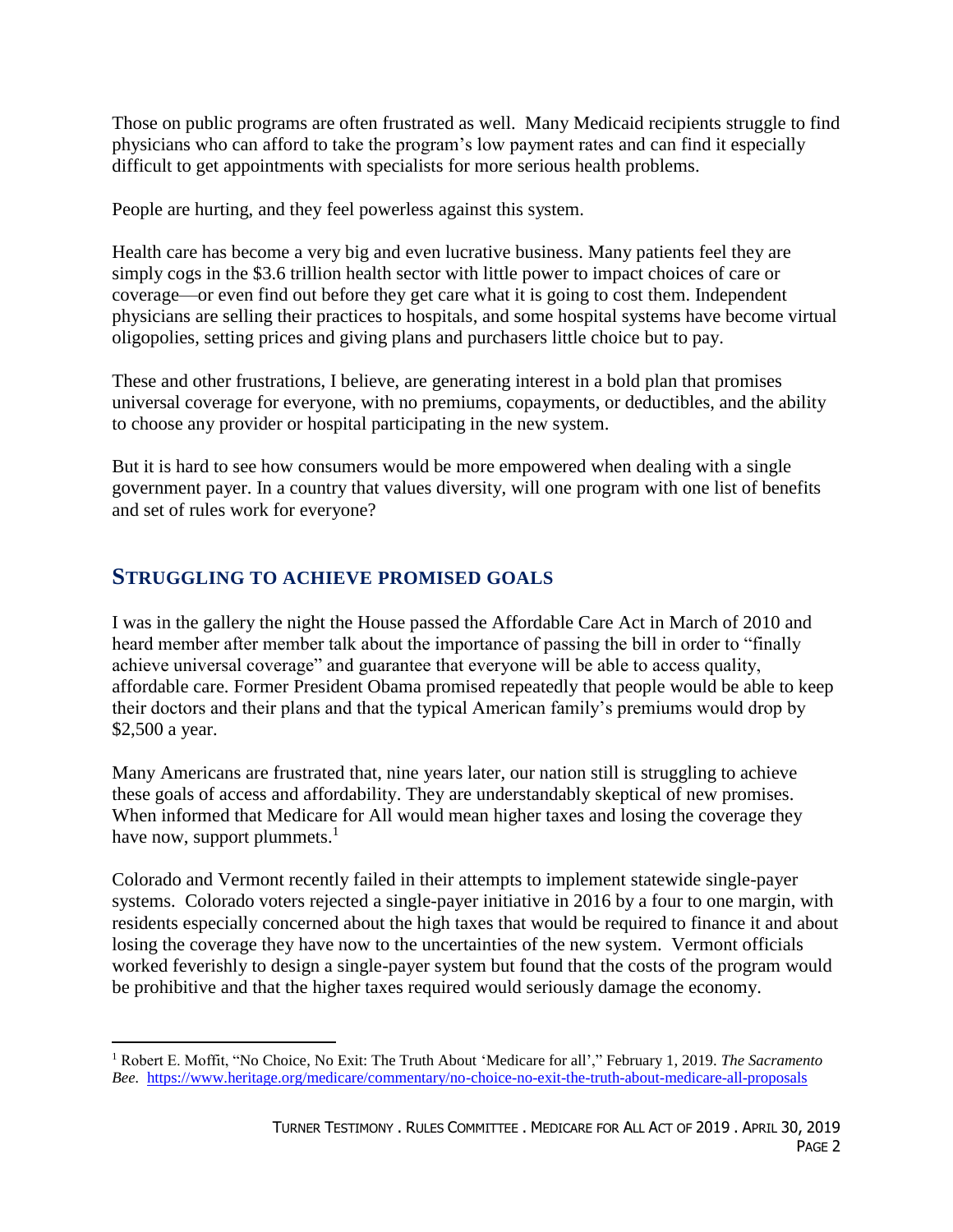Those on public programs are often frustrated as well. Many Medicaid recipients struggle to find physicians who can afford to take the program's low payment rates and can find it especially difficult to get appointments with specialists for more serious health problems.

People are hurting, and they feel powerless against this system.

Health care has become a very big and even lucrative business. Many patients feel they are simply cogs in the $3.6 trillion health sector with little power to impact choices of care or coverage—or even find out before they get care what it is going to cost them. Independent physicians are selling their practices to hospitals, and some hospital systems have become virtual oligopolies, setting prices and giving plans and purchasers little choice but to pay.

These and other frustrations, I believe, are generating interest in a bold plan that promises universal coverage for everyone, with no premiums, copayments, or deductibles, and the ability to choose any provider or hospital participating in the new system.

But it is hard to see how consumers would be more empowered when dealing with a single government payer. In a country that values diversity, will one program with one list of benefits and set of rules work for everyone?

## STRUGGLING TO ACHIEVE PROMISED GOALS

I was in the gallery the night the House passed the Affordable Care Act in March of 2010 and heard member after member talk about the importance of passing the bill in order to "finally achieve universal coverage" and guarantee that everyone will be able to access quality, affordable care. Former President Obama promised repeatedly that people would be able to keep their doctors and their plans and that the typical American family's premiums would drop by $2,500 a year.

Many Americans are frustrated that, nine years later, our nation still is struggling to achieve these goals of access and affordability. They are understandably skeptical of new promises. When informed that Medicare for All would mean higher taxes and losing the coverage they have now, support plummets.[1]

Colorado and Vermont recently failed in their attempts to implement statewide single-payer systems. Colorado voters rejected a single-payer initiative in 2016 by a four to one margin, with residents especially concerned about the high taxes that would be required to finance it and about losing the coverage they have now to the uncertainties of the new system. Vermont officials worked feverishly to design a single-payer system but found that the costs of the program would be prohibitive and that the higher taxes required would seriously damage the economy.

---

[1] Robert E. Moffit, "No Choice, No Exit: The Truth About 'Medicare for all'," February 1, 2019. *The Sacramento Bee.* https://www.heritage.org/medicare/commentary/no-choice-no-exit-the-truth-about-medicare-all-proposals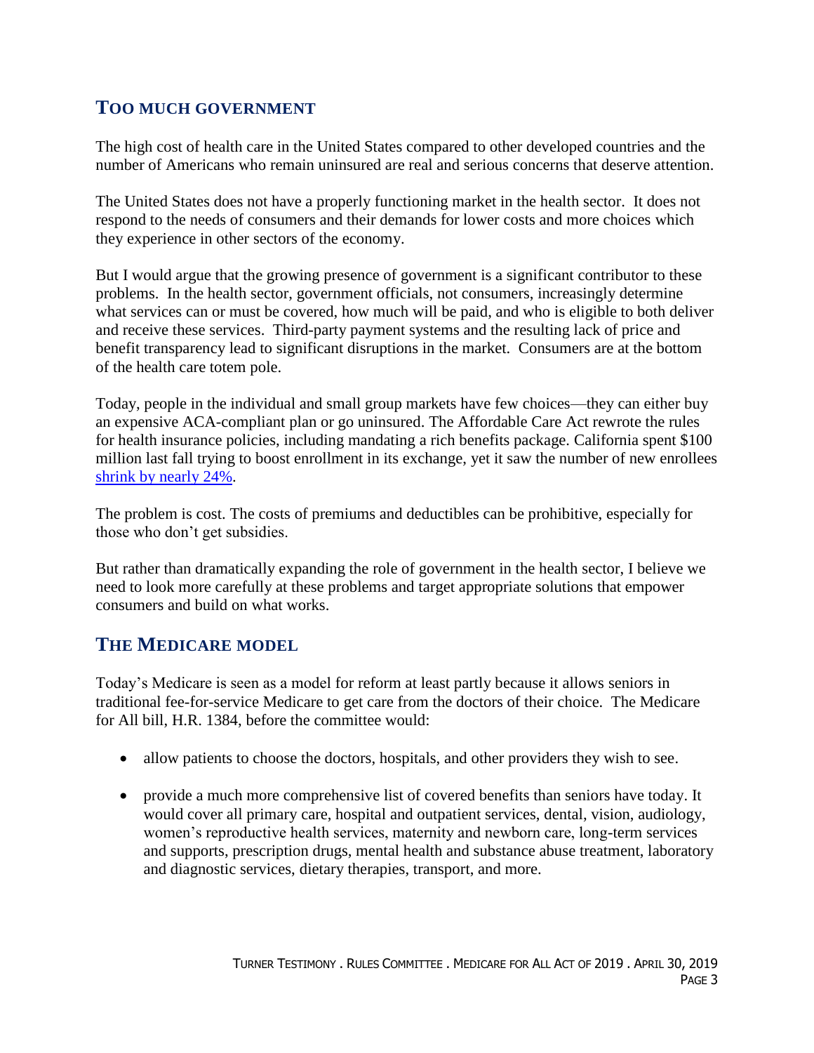## TOO MUCH GOVERNMENT

The high cost of health care in the United States compared to other developed countries and the number of Americans who remain uninsured are real and serious concerns that deserve attention.

The United States does not have a properly functioning market in the health sector. It does not respond to the needs of consumers and their demands for lower costs and more choices which they experience in other sectors of the economy.

But I would argue that the growing presence of government is a significant contributor to these problems. In the health sector, government officials, not consumers, increasingly determine what services can or must be covered, how much will be paid, and who is eligible to both deliver and receive these services. Third-party payment systems and the resulting lack of price and benefit transparency lead to significant disruptions in the market. Consumers are at the bottom of the health care totem pole.

Today, people in the individual and small group markets have few choices—they can either buy an expensive ACA-compliant plan or go uninsured. The Affordable Care Act rewrote the rules for health insurance policies, including mandating a rich benefits package. California spent $100 million last fall trying to boost enrollment in its exchange, yet it saw the number of new enrollees shrink by nearly 24%.

The problem is cost. The costs of premiums and deductibles can be prohibitive, especially for those who don't get subsidies.

But rather than dramatically expanding the role of government in the health sector, I believe we need to look more carefully at these problems and target appropriate solutions that empower consumers and build on what works.

## THE MEDICARE MODEL

Today's Medicare is seen as a model for reform at least partly because it allows seniors in traditional fee-for-service Medicare to get care from the doctors of their choice. The Medicare for All bill, H.R. 1384, before the committee would:

- allow patients to choose the doctors, hospitals, and other providers they wish to see.
- provide a much more comprehensive list of covered benefits than seniors have today. It would cover all primary care, hospital and outpatient services, dental, vision, audiology, women's reproductive health services, maternity and newborn care, long-term services and supports, prescription drugs, mental health and substance abuse treatment, laboratory and diagnostic services, dietary therapies, transport, and more.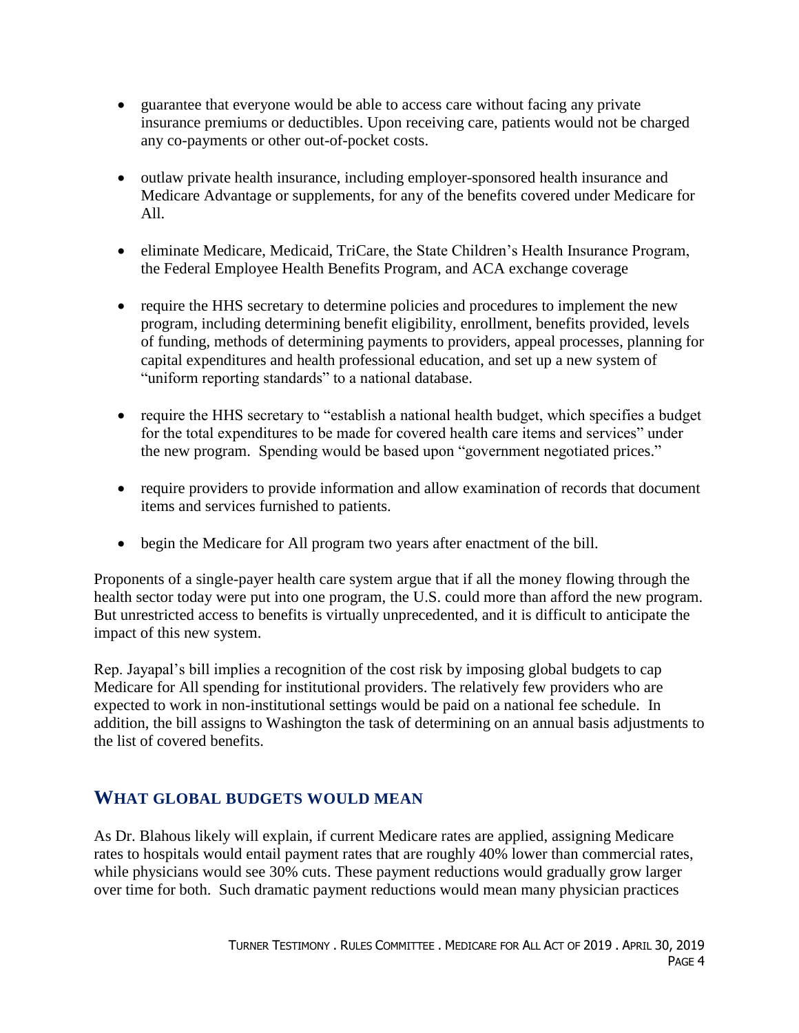- guarantee that everyone would be able to access care without facing any private insurance premiums or deductibles. Upon receiving care, patients would not be charged any co-payments or other out-of-pocket costs.
- outlaw private health insurance, including employer-sponsored health insurance and Medicare Advantage or supplements, for any of the benefits covered under Medicare for All.
- eliminate Medicare, Medicaid, TriCare, the State Children's Health Insurance Program, the Federal Employee Health Benefits Program, and ACA exchange coverage
- require the HHS secretary to determine policies and procedures to implement the new program, including determining benefit eligibility, enrollment, benefits provided, levels of funding, methods of determining payments to providers, appeal processes, planning for capital expenditures and health professional education, and set up a new system of "uniform reporting standards" to a national database.
- require the HHS secretary to "establish a national health budget, which specifies a budget for the total expenditures to be made for covered health care items and services" under the new program. Spending would be based upon "government negotiated prices."
- require providers to provide information and allow examination of records that document items and services furnished to patients.
- begin the Medicare for All program two years after enactment of the bill.

Proponents of a single-payer health care system argue that if all the money flowing through the health sector today were put into one program, the U.S. could more than afford the new program. But unrestricted access to benefits is virtually unprecedented, and it is difficult to anticipate the impact of this new system.

Rep. Jayapal's bill implies a recognition of the cost risk by imposing global budgets to cap Medicare for All spending for institutional providers. The relatively few providers who are expected to work in non-institutional settings would be paid on a national fee schedule. In addition, the bill assigns to Washington the task of determining on an annual basis adjustments to the list of covered benefits.

## WHAT GLOBAL BUDGETS WOULD MEAN

As Dr. Blahous likely will explain, if current Medicare rates are applied, assigning Medicare rates to hospitals would entail payment rates that are roughly 40% lower than commercial rates, while physicians would see 30% cuts. These payment reductions would gradually grow larger over time for both. Such dramatic payment reductions would mean many physician practices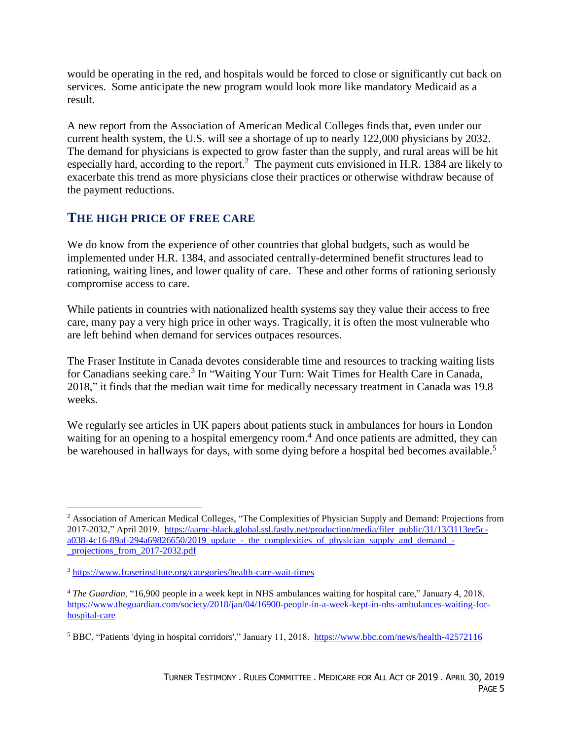would be operating in the red, and hospitals would be forced to close or significantly cut back on services. Some anticipate the new program would look more like mandatory Medicaid as a result.

A new report from the Association of American Medical Colleges finds that, even under our current health system, the U.S. will see a shortage of up to nearly 122,000 physicians by 2032. The demand for physicians is expected to grow faster than the supply, and rural areas will be hit especially hard, according to the report.[2] The payment cuts envisioned in H.R. 1384 are likely to exacerbate this trend as more physicians close their practices or otherwise withdraw because of the payment reductions.

## THE HIGH PRICE OF FREE CARE

We do know from the experience of other countries that global budgets, such as would be implemented under H.R. 1384, and associated centrally-determined benefit structures lead to rationing, waiting lines, and lower quality of care. These and other forms of rationing seriously compromise access to care.

While patients in countries with nationalized health systems say they value their access to free care, many pay a very high price in other ways. Tragically, it is often the most vulnerable who are left behind when demand for services outpaces resources.

The Fraser Institute in Canada devotes considerable time and resources to tracking waiting lists for Canadians seeking care.[3] In "Waiting Your Turn: Wait Times for Health Care in Canada, 2018," it finds that the median wait time for medically necessary treatment in Canada was 19.8 weeks.

We regularly see articles in UK papers about patients stuck in ambulances for hours in London waiting for an opening to a hospital emergency room.[4] And once patients are admitted, they can be warehoused in hallways for days, with some dying before a hospital bed becomes available.[5]

---

[2] Association of American Medical Colleges, "The Complexities of Physician Supply and Demand: Projections from 2017-2032," April 2019. https://aamc-black.global.ssl.fastly.net/production/media/filer_public/31/13/3113ee5c-a038-4c16-89af-294a69826650/2019_update_-_the_complexities_of_physician_supply_and_demand_-_projections_from_2017-2032.pdf

[3] https://www.fraserinstitute.org/categories/health-care-wait-times

[4] *The Guardian*, "16,900 people in a week kept in NHS ambulances waiting for hospital care," January 4, 2018. https://www.theguardian.com/society/2018/jan/04/16900-people-in-a-week-kept-in-nhs-ambulances-waiting-for-hospital-care

[5] BBC, "Patients 'dying in hospital corridors'," January 11, 2018. https://www.bbc.com/news/health-42572116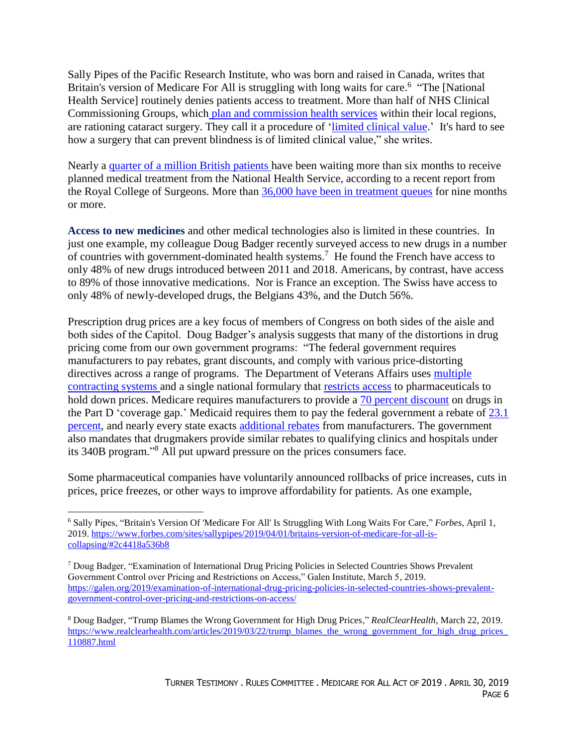Sally Pipes of the Pacific Research Institute, who was born and raised in Canada, writes that Britain's version of Medicare For All is struggling with long waits for care.[6] "The [National Health Service] routinely denies patients access to treatment. More than half of NHS Clinical Commissioning Groups, which plan and commission health services within their local regions, are rationing cataract surgery. They call it a procedure of 'limited clinical value.' It's hard to see how a surgery that can prevent blindness is of limited clinical value," she writes.

Nearly a quarter of a million British patients have been waiting more than six months to receive planned medical treatment from the National Health Service, according to a recent report from the Royal College of Surgeons. More than 36,000 have been in treatment queues for nine months or more.

**Access to new medicines** and other medical technologies also is limited in these countries. In just one example, my colleague Doug Badger recently surveyed access to new drugs in a number of countries with government-dominated health systems.[7] He found the French have access to only 48% of new drugs introduced between 2011 and 2018. Americans, by contrast, have access to 89% of those innovative medications. Nor is France an exception. The Swiss have access to only 48% of newly-developed drugs, the Belgians 43%, and the Dutch 56%.

Prescription drug prices are a key focus of members of Congress on both sides of the aisle and both sides of the Capitol. Doug Badger's analysis suggests that many of the distortions in drug pricing come from our own government programs: "The federal government requires manufacturers to pay rebates, grant discounts, and comply with various price-distorting directives across a range of programs. The Department of Veterans Affairs uses multiple contracting systems and a single national formulary that restricts access to pharmaceuticals to hold down prices. Medicare requires manufacturers to provide a 70 percent discount on drugs in the Part D 'coverage gap.' Medicaid requires them to pay the federal government a rebate of 23.1 percent, and nearly every state exacts additional rebates from manufacturers. The government also mandates that drugmakers provide similar rebates to qualifying clinics and hospitals under its 340B program."[8] All put upward pressure on the prices consumers face.

Some pharmaceutical companies have voluntarily announced rollbacks of price increases, cuts in prices, price freezes, or other ways to improve affordability for patients. As one example,

---

[6] Sally Pipes, "Britain's Version Of 'Medicare For All' Is Struggling With Long Waits For Care," *Forbes*, April 1, 2019. https://www.forbes.com/sites/sallypipes/2019/04/01/britains-version-of-medicare-for-all-is-collapsing/#2c4418a536b8

[7] Doug Badger, "Examination of International Drug Pricing Policies in Selected Countries Shows Prevalent Government Control over Pricing and Restrictions on Access," Galen Institute, March 5, 2019. https://galen.org/2019/examination-of-international-drug-pricing-policies-in-selected-countries-shows-prevalent-government-control-over-pricing-and-restrictions-on-access/

[8] Doug Badger, "Trump Blames the Wrong Government for High Drug Prices," *RealClearHealth*, March 22, 2019. https://www.realclearhealth.com/articles/2019/03/22/trump_blames_the_wrong_government_for_high_drug_prices_110887.html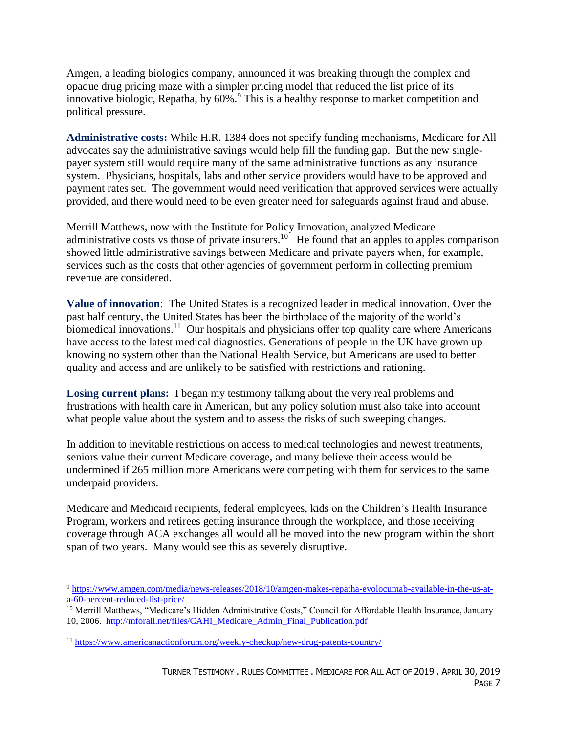Amgen, a leading biologics company, announced it was breaking through the complex and opaque drug pricing maze with a simpler pricing model that reduced the list price of its innovative biologic, Repatha, by 60%.[9] This is a healthy response to market competition and political pressure.

**Administrative costs:** While H.R. 1384 does not specify funding mechanisms, Medicare for All advocates say the administrative savings would help fill the funding gap. But the new single-payer system still would require many of the same administrative functions as any insurance system. Physicians, hospitals, labs and other service providers would have to be approved and payment rates set. The government would need verification that approved services were actually provided, and there would need to be even greater need for safeguards against fraud and abuse.

Merrill Matthews, now with the Institute for Policy Innovation, analyzed Medicare administrative costs vs those of private insurers.[10] He found that an apples to apples comparison showed little administrative savings between Medicare and private payers when, for example, services such as the costs that other agencies of government perform in collecting premium revenue are considered.

**Value of innovation**: The United States is a recognized leader in medical innovation. Over the past half century, the United States has been the birthplace of the majority of the world's biomedical innovations.[11] Our hospitals and physicians offer top quality care where Americans have access to the latest medical diagnostics. Generations of people in the UK have grown up knowing no system other than the National Health Service, but Americans are used to better quality and access and are unlikely to be satisfied with restrictions and rationing.

**Losing current plans:** I began my testimony talking about the very real problems and frustrations with health care in American, but any policy solution must also take into account what people value about the system and to assess the risks of such sweeping changes.

In addition to inevitable restrictions on access to medical technologies and newest treatments, seniors value their current Medicare coverage, and many believe their access would be undermined if 265 million more Americans were competing with them for services to the same underpaid providers.

Medicare and Medicaid recipients, federal employees, kids on the Children's Health Insurance Program, workers and retirees getting insurance through the workplace, and those receiving coverage through ACA exchanges all would all be moved into the new program within the short span of two years. Many would see this as severely disruptive.

---

[9] https://www.amgen.com/media/news-releases/2018/10/amgen-makes-repatha-evolocumab-available-in-the-us-at-a-60-percent-reduced-list-price/

[10] Merrill Matthews, "Medicare's Hidden Administrative Costs," Council for Affordable Health Insurance, January 10, 2006. http://mforall.net/files/CAHI_Medicare_Admin_Final_Publication.pdf

[11] https://www.americanactionforum.org/weekly-checkup/new-drug-patents-country/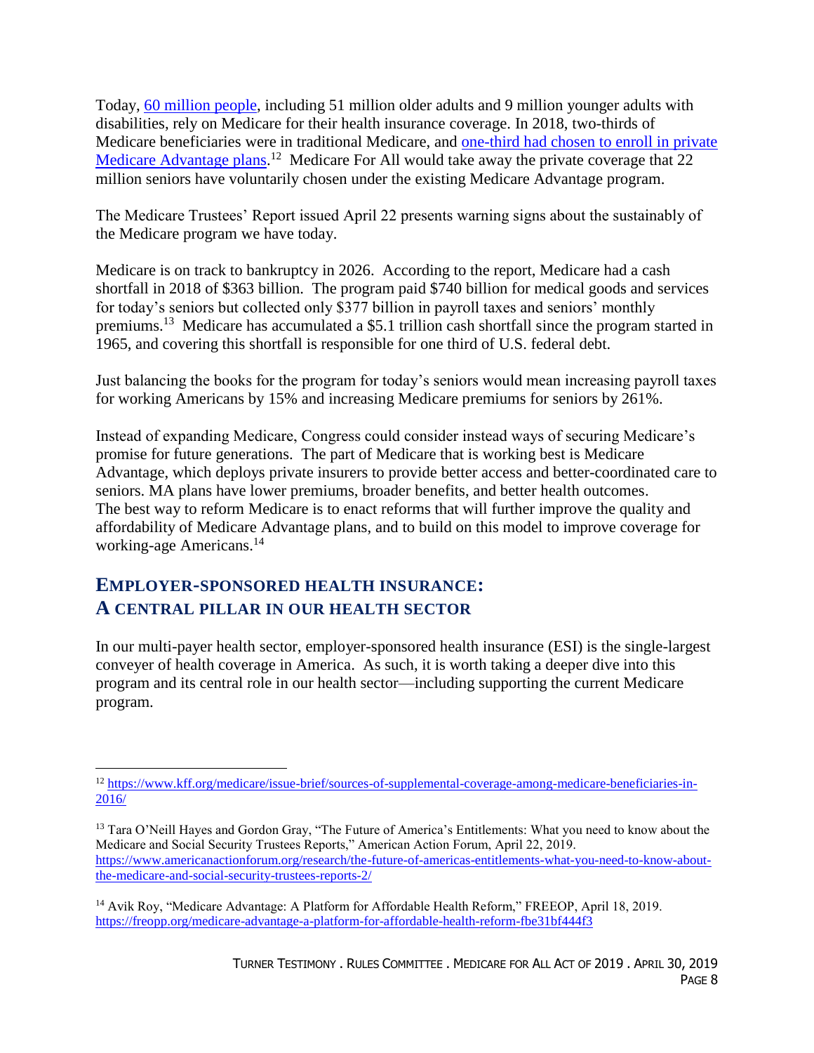Today, 60 million people, including 51 million older adults and 9 million younger adults with disabilities, rely on Medicare for their health insurance coverage. In 2018, two-thirds of Medicare beneficiaries were in traditional Medicare, and one-third had chosen to enroll in private Medicare Advantage plans.[12] Medicare For All would take away the private coverage that 22 million seniors have voluntarily chosen under the existing Medicare Advantage program.

The Medicare Trustees' Report issued April 22 presents warning signs about the sustainably of the Medicare program we have today.

Medicare is on track to bankruptcy in 2026. According to the report, Medicare had a cash shortfall in 2018 of $363 billion. The program paid $740 billion for medical goods and services for today's seniors but collected only $377 billion in payroll taxes and seniors' monthly premiums.[13] Medicare has accumulated a $5.1 trillion cash shortfall since the program started in 1965, and covering this shortfall is responsible for one third of U.S. federal debt.

Just balancing the books for the program for today's seniors would mean increasing payroll taxes for working Americans by 15% and increasing Medicare premiums for seniors by 261%.

Instead of expanding Medicare, Congress could consider instead ways of securing Medicare's promise for future generations. The part of Medicare that is working best is Medicare Advantage, which deploys private insurers to provide better access and better-coordinated care to seniors. MA plans have lower premiums, broader benefits, and better health outcomes. The best way to reform Medicare is to enact reforms that will further improve the quality and affordability of Medicare Advantage plans, and to build on this model to improve coverage for working-age Americans.[14]

## EMPLOYER-SPONSORED HEALTH INSURANCE: A CENTRAL PILLAR IN OUR HEALTH SECTOR

In our multi-payer health sector, employer-sponsored health insurance (ESI) is the single-largest conveyer of health coverage in America. As such, it is worth taking a deeper dive into this program and its central role in our health sector—including supporting the current Medicare program.

---

[12] https://www.kff.org/medicare/issue-brief/sources-of-supplemental-coverage-among-medicare-beneficiaries-in-2016/

[13] Tara O'Neill Hayes and Gordon Gray, "The Future of America's Entitlements: What you need to know about the Medicare and Social Security Trustees Reports," American Action Forum, April 22, 2019. https://www.americanactionforum.org/research/the-future-of-americas-entitlements-what-you-need-to-know-about-the-medicare-and-social-security-trustees-reports-2/

[14] Avik Roy, "Medicare Advantage: A Platform for Affordable Health Reform," FREEOP, April 18, 2019. https://freopp.org/medicare-advantage-a-platform-for-affordable-health-reform-fbe31bf444f3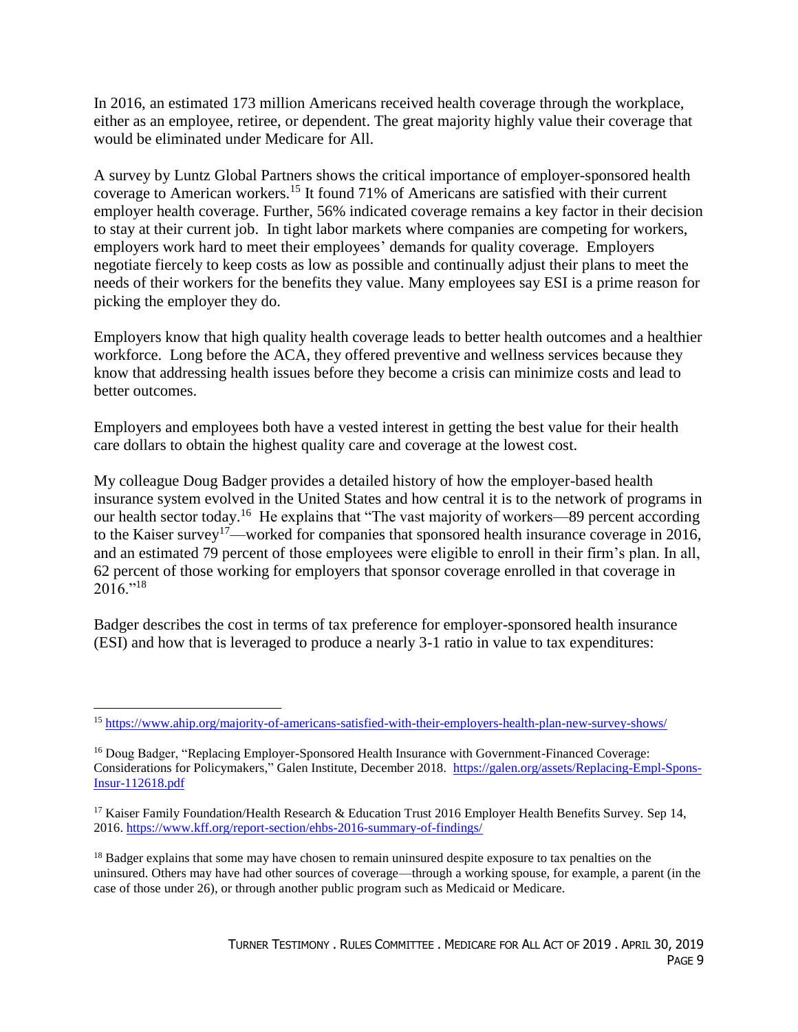In 2016, an estimated 173 million Americans received health coverage through the workplace, either as an employee, retiree, or dependent. The great majority highly value their coverage that would be eliminated under Medicare for All.

A survey by Luntz Global Partners shows the critical importance of employer-sponsored health coverage to American workers.[15] It found 71% of Americans are satisfied with their current employer health coverage. Further, 56% indicated coverage remains a key factor in their decision to stay at their current job. In tight labor markets where companies are competing for workers, employers work hard to meet their employees' demands for quality coverage. Employers negotiate fiercely to keep costs as low as possible and continually adjust their plans to meet the needs of their workers for the benefits they value. Many employees say ESI is a prime reason for picking the employer they do.

Employers know that high quality health coverage leads to better health outcomes and a healthier workforce. Long before the ACA, they offered preventive and wellness services because they know that addressing health issues before they become a crisis can minimize costs and lead to better outcomes.

Employers and employees both have a vested interest in getting the best value for their health care dollars to obtain the highest quality care and coverage at the lowest cost.

My colleague Doug Badger provides a detailed history of how the employer-based health insurance system evolved in the United States and how central it is to the network of programs in our health sector today.[16] He explains that "The vast majority of workers—89 percent according to the Kaiser survey[17]—worked for companies that sponsored health insurance coverage in 2016, and an estimated 79 percent of those employees were eligible to enroll in their firm's plan. In all, 62 percent of those working for employers that sponsor coverage enrolled in that coverage in 2016."[18]

Badger describes the cost in terms of tax preference for employer-sponsored health insurance (ESI) and how that is leveraged to produce a nearly 3-1 ratio in value to tax expenditures:

---

[15] https://www.ahip.org/majority-of-americans-satisfied-with-their-employers-health-plan-new-survey-shows/

[16] Doug Badger, "Replacing Employer-Sponsored Health Insurance with Government-Financed Coverage: Considerations for Policymakers," Galen Institute, December 2018. https://galen.org/assets/Replacing-Empl-Spons-Insur-112618.pdf

[17] Kaiser Family Foundation/Health Research & Education Trust 2016 Employer Health Benefits Survey. Sep 14, 2016. https://www.kff.org/report-section/ehbs-2016-summary-of-findings/

[18] Badger explains that some may have chosen to remain uninsured despite exposure to tax penalties on the uninsured. Others may have had other sources of coverage—through a working spouse, for example, a parent (in the case of those under 26), or through another public program such as Medicaid or Medicare.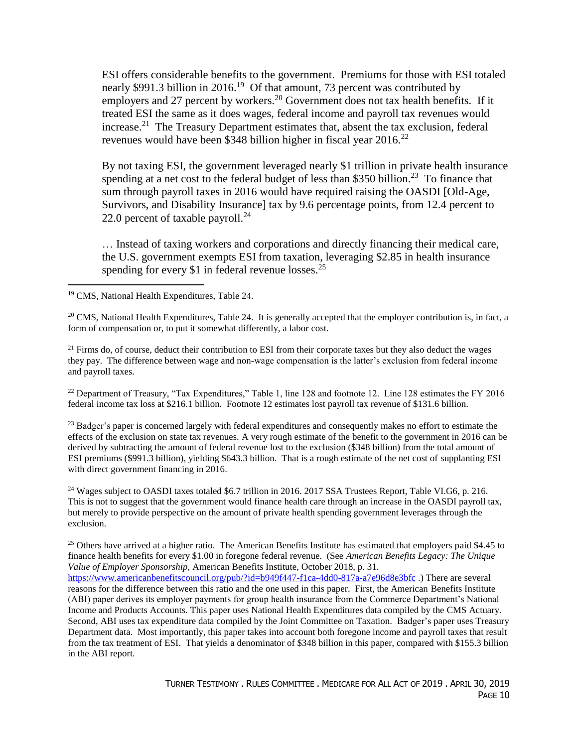ESI offers considerable benefits to the government. Premiums for those with ESI totaled nearly $991.3 billion in 2016.[19] Of that amount, 73 percent was contributed by employers and 27 percent by workers.[20] Government does not tax health benefits. If it treated ESI the same as it does wages, federal income and payroll tax revenues would increase.[21] The Treasury Department estimates that, absent the tax exclusion, federal revenues would have been $348 billion higher in fiscal year 2016.[22]

By not taxing ESI, the government leveraged nearly $1 trillion in private health insurance spending at a net cost to the federal budget of less than $350 billion.[23] To finance that sum through payroll taxes in 2016 would have required raising the OASDI [Old-Age, Survivors, and Disability Insurance] tax by 9.6 percentage points, from 12.4 percent to 22.0 percent of taxable payroll.[24]

… Instead of taxing workers and corporations and directly financing their medical care, the U.S. government exempts ESI from taxation, leveraging $2.85 in health insurance spending for every $1 in federal revenue losses.[25]

---

[19] CMS, National Health Expenditures, Table 24.

[20] CMS, National Health Expenditures, Table 24. It is generally accepted that the employer contribution is, in fact, a form of compensation or, to put it somewhat differently, a labor cost.

[21] Firms do, of course, deduct their contribution to ESI from their corporate taxes but they also deduct the wages they pay. The difference between wage and non-wage compensation is the latter's exclusion from federal income and payroll taxes.

[22] Department of Treasury, "Tax Expenditures," Table 1, line 128 and footnote 12. Line 128 estimates the FY 2016 federal income tax loss at $216.1 billion. Footnote 12 estimates lost payroll tax revenue of $131.6 billion.

[23] Badger's paper is concerned largely with federal expenditures and consequently makes no effort to estimate the effects of the exclusion on state tax revenues. A very rough estimate of the benefit to the government in 2016 can be derived by subtracting the amount of federal revenue lost to the exclusion ($348 billion) from the total amount of ESI premiums ($991.3 billion), yielding $643.3 billion. That is a rough estimate of the net cost of supplanting ESI with direct government financing in 2016.

[24] Wages subject to OASDI taxes totaled $6.7 trillion in 2016. 2017 SSA Trustees Report, Table VI.G6, p. 216. This is not to suggest that the government would finance health care through an increase in the OASDI payroll tax, but merely to provide perspective on the amount of private health spending government leverages through the exclusion.

[25] Others have arrived at a higher ratio. The American Benefits Institute has estimated that employers paid $4.45 to finance health benefits for every $1.00 in foregone federal revenue. (See *American Benefits Legacy: The Unique Value of Employer Sponsorship,* American Benefits Institute, October 2018, p. 31. https://www.americanbenefitscouncil.org/pub/?id=b949f447-f1ca-4dd0-817a-a7e96d8e3bfc .) There are several reasons for the difference between this ratio and the one used in this paper. First, the American Benefits Institute (ABI) paper derives its employer payments for group health insurance from the Commerce Department's National Income and Products Accounts. This paper uses National Health Expenditures data compiled by the CMS Actuary. Second, ABI uses tax expenditure data compiled by the Joint Committee on Taxation. Badger's paper uses Treasury Department data. Most importantly, this paper takes into account both foregone income and payroll taxes that result from the tax treatment of ESI. That yields a denominator of $348 billion in this paper, compared with $155.3 billion in the ABI report.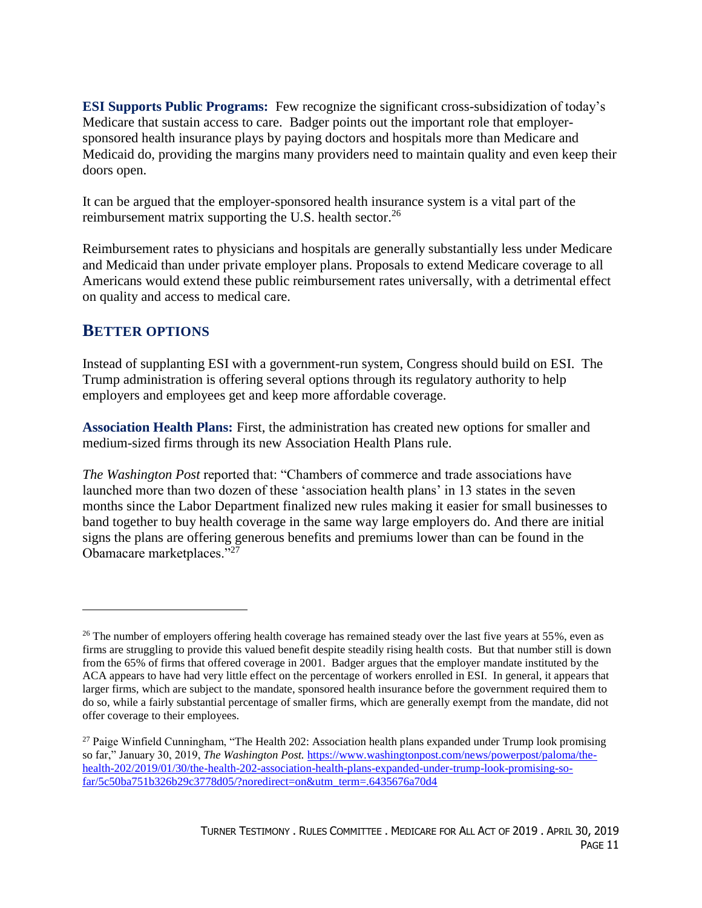**ESI Supports Public Programs:** Few recognize the significant cross-subsidization of today's Medicare that sustain access to care. Badger points out the important role that employer-sponsored health insurance plays by paying doctors and hospitals more than Medicare and Medicaid do, providing the margins many providers need to maintain quality and even keep their doors open.

It can be argued that the employer-sponsored health insurance system is a vital part of the reimbursement matrix supporting the U.S. health sector.[26]

Reimbursement rates to physicians and hospitals are generally substantially less under Medicare and Medicaid than under private employer plans. Proposals to extend Medicare coverage to all Americans would extend these public reimbursement rates universally, with a detrimental effect on quality and access to medical care.

## BETTER OPTIONS

Instead of supplanting ESI with a government-run system, Congress should build on ESI. The Trump administration is offering several options through its regulatory authority to help employers and employees get and keep more affordable coverage.

**Association Health Plans:** First, the administration has created new options for smaller and medium-sized firms through its new Association Health Plans rule.

*The Washington Post* reported that: "Chambers of commerce and trade associations have launched more than two dozen of these 'association health plans' in 13 states in the seven months since the Labor Department finalized new rules making it easier for small businesses to band together to buy health coverage in the same way large employers do. And there are initial signs the plans are offering generous benefits and premiums lower than can be found in the Obamacare marketplaces."[27]

---

[26] The number of employers offering health coverage has remained steady over the last five years at 55%, even as firms are struggling to provide this valued benefit despite steadily rising health costs. But that number still is down from the 65% of firms that offered coverage in 2001. Badger argues that the employer mandate instituted by the ACA appears to have had very little effect on the percentage of workers enrolled in ESI. In general, it appears that larger firms, which are subject to the mandate, sponsored health insurance before the government required them to do so, while a fairly substantial percentage of smaller firms, which are generally exempt from the mandate, did not offer coverage to their employees.

[27] Paige Winfield Cunningham, "The Health 202: Association health plans expanded under Trump look promising so far," January 30, 2019, *The Washington Post.* https://www.washingtonpost.com/news/powerpost/paloma/the-health-202/2019/01/30/the-health-202-association-health-plans-expanded-under-trump-look-promising-so-far/5c50ba751b326b29c3778d05/?noredirect=on&utm_term=.6435676a70d4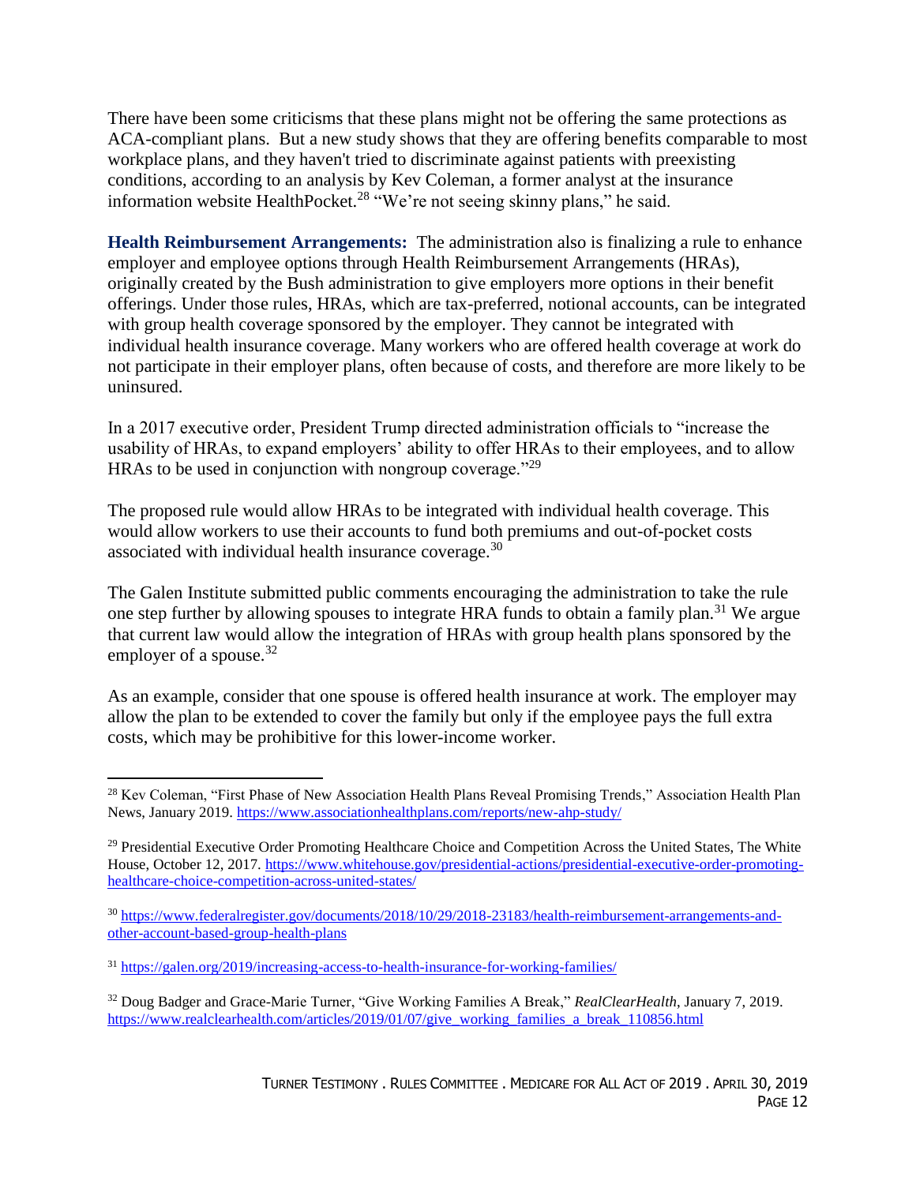There have been some criticisms that these plans might not be offering the same protections as ACA-compliant plans. But a new study shows that they are offering benefits comparable to most workplace plans, and they haven't tried to discriminate against patients with preexisting conditions, according to an analysis by Kev Coleman, a former analyst at the insurance information website HealthPocket.[28] "We're not seeing skinny plans," he said.

**Health Reimbursement Arrangements:** The administration also is finalizing a rule to enhance employer and employee options through Health Reimbursement Arrangements (HRAs), originally created by the Bush administration to give employers more options in their benefit offerings. Under those rules, HRAs, which are tax-preferred, notional accounts, can be integrated with group health coverage sponsored by the employer. They cannot be integrated with individual health insurance coverage. Many workers who are offered health coverage at work do not participate in their employer plans, often because of costs, and therefore are more likely to be uninsured.

In a 2017 executive order, President Trump directed administration officials to "increase the usability of HRAs, to expand employers' ability to offer HRAs to their employees, and to allow HRAs to be used in conjunction with nongroup coverage."[29]

The proposed rule would allow HRAs to be integrated with individual health coverage. This would allow workers to use their accounts to fund both premiums and out-of-pocket costs associated with individual health insurance coverage.[30]

The Galen Institute submitted public comments encouraging the administration to take the rule one step further by allowing spouses to integrate HRA funds to obtain a family plan.[31] We argue that current law would allow the integration of HRAs with group health plans sponsored by the employer of a spouse.[32]

As an example, consider that one spouse is offered health insurance at work. The employer may allow the plan to be extended to cover the family but only if the employee pays the full extra costs, which may be prohibitive for this lower-income worker.

---

[28] Kev Coleman, "First Phase of New Association Health Plans Reveal Promising Trends," Association Health Plan News, January 2019. https://www.associationhealthplans.com/reports/new-ahp-study/

[29] Presidential Executive Order Promoting Healthcare Choice and Competition Across the United States, The White House, October 12, 2017. https://www.whitehouse.gov/presidential-actions/presidential-executive-order-promoting-healthcare-choice-competition-across-united-states/

[30] https://www.federalregister.gov/documents/2018/10/29/2018-23183/health-reimbursement-arrangements-and-other-account-based-group-health-plans

[31] https://galen.org/2019/increasing-access-to-health-insurance-for-working-families/

[32] Doug Badger and Grace-Marie Turner, "Give Working Families A Break," *RealClearHealth*, January 7, 2019. https://www.realclearhealth.com/articles/2019/01/07/give_working_families_a_break_110856.html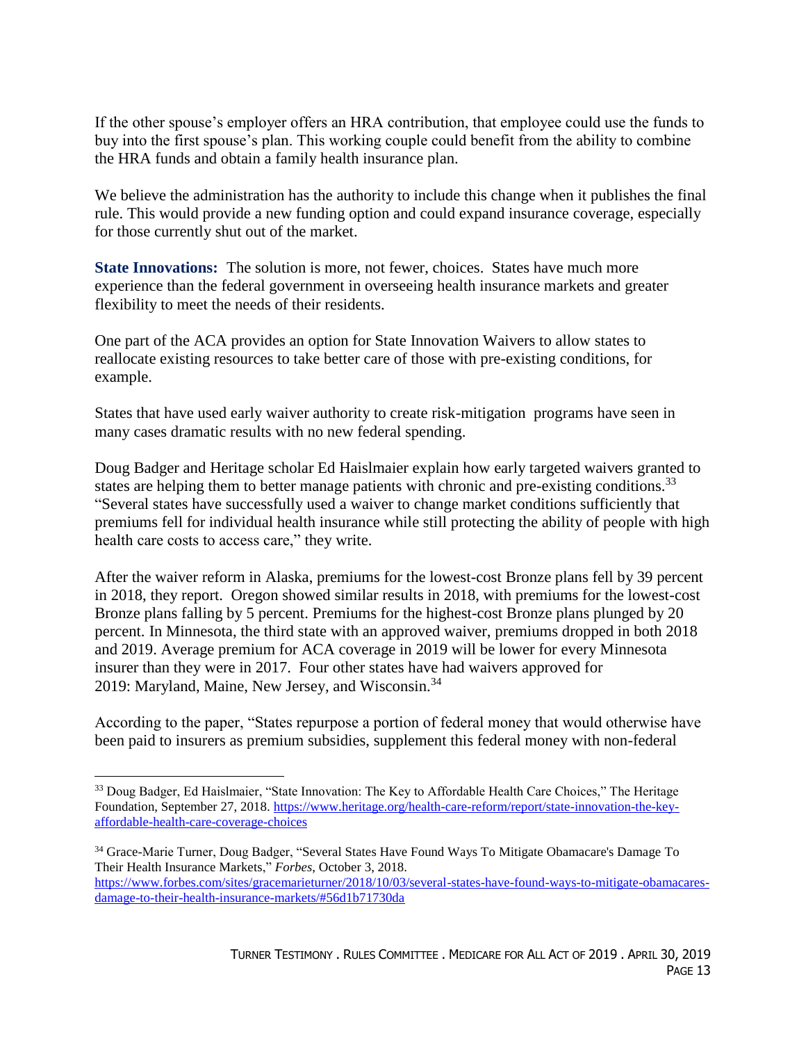If the other spouse's employer offers an HRA contribution, that employee could use the funds to buy into the first spouse's plan. This working couple could benefit from the ability to combine the HRA funds and obtain a family health insurance plan.

We believe the administration has the authority to include this change when it publishes the final rule. This would provide a new funding option and could expand insurance coverage, especially for those currently shut out of the market.

**State Innovations:** The solution is more, not fewer, choices. States have much more experience than the federal government in overseeing health insurance markets and greater flexibility to meet the needs of their residents.

One part of the ACA provides an option for State Innovation Waivers to allow states to reallocate existing resources to take better care of those with pre-existing conditions, for example.

States that have used early waiver authority to create risk-mitigation programs have seen in many cases dramatic results with no new federal spending.

Doug Badger and Heritage scholar Ed Haislmaier explain how early targeted waivers granted to states are helping them to better manage patients with chronic and pre-existing conditions.[33] "Several states have successfully used a waiver to change market conditions sufficiently that premiums fell for individual health insurance while still protecting the ability of people with high health care costs to access care," they write.

After the waiver reform in Alaska, premiums for the lowest-cost Bronze plans fell by 39 percent in 2018, they report. Oregon showed similar results in 2018, with premiums for the lowest-cost Bronze plans falling by 5 percent. Premiums for the highest-cost Bronze plans plunged by 20 percent. In Minnesota, the third state with an approved waiver, premiums dropped in both 2018 and 2019. Average premium for ACA coverage in 2019 will be lower for every Minnesota insurer than they were in 2017. Four other states have had waivers approved for 2019: Maryland, Maine, New Jersey, and Wisconsin.[34]

According to the paper, "States repurpose a portion of federal money that would otherwise have been paid to insurers as premium subsidies, supplement this federal money with non-federal

---

[33] Doug Badger, Ed Haislmaier, "State Innovation: The Key to Affordable Health Care Choices," The Heritage Foundation, September 27, 2018. https://www.heritage.org/health-care-reform/report/state-innovation-the-key-affordable-health-care-coverage-choices

[34] Grace-Marie Turner, Doug Badger, "Several States Have Found Ways To Mitigate Obamacare's Damage To Their Health Insurance Markets," *Forbes*, October 3, 2018. https://www.forbes.com/sites/gracemarieturner/2018/10/03/several-states-have-found-ways-to-mitigate-obamacares-damage-to-their-health-insurance-markets/#56d1b71730da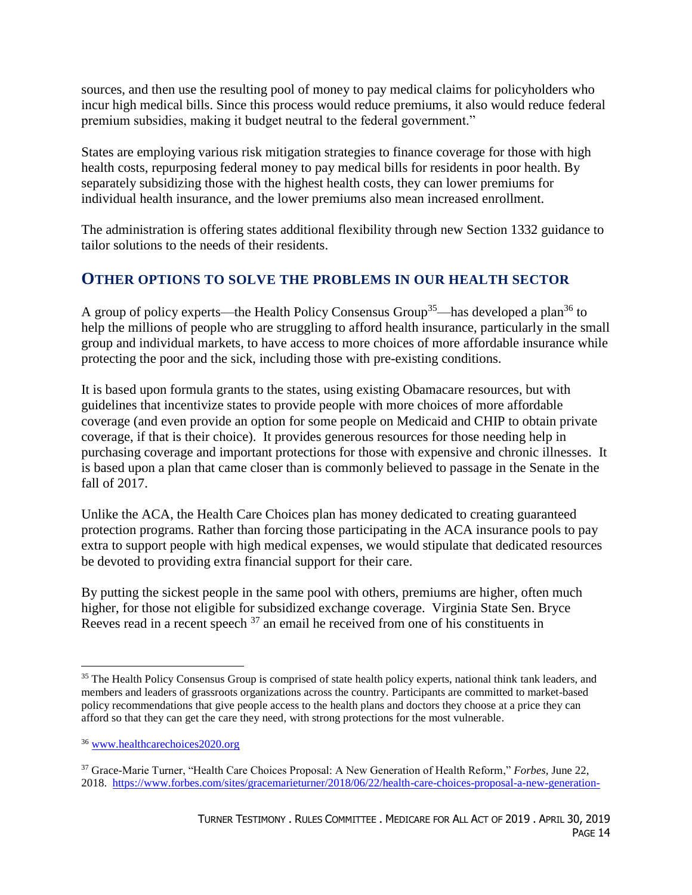sources, and then use the resulting pool of money to pay medical claims for policyholders who incur high medical bills. Since this process would reduce premiums, it also would reduce federal premium subsidies, making it budget neutral to the federal government."

States are employing various risk mitigation strategies to finance coverage for those with high health costs, repurposing federal money to pay medical bills for residents in poor health. By separately subsidizing those with the highest health costs, they can lower premiums for individual health insurance, and the lower premiums also mean increased enrollment.

The administration is offering states additional flexibility through new Section 1332 guidance to tailor solutions to the needs of their residents.

## OTHER OPTIONS TO SOLVE THE PROBLEMS IN OUR HEALTH SECTOR

A group of policy experts—the Health Policy Consensus Group[35]—has developed a plan[36] to help the millions of people who are struggling to afford health insurance, particularly in the small group and individual markets, to have access to more choices of more affordable insurance while protecting the poor and the sick, including those with pre-existing conditions.

It is based upon formula grants to the states, using existing Obamacare resources, but with guidelines that incentivize states to provide people with more choices of more affordable coverage (and even provide an option for some people on Medicaid and CHIP to obtain private coverage, if that is their choice). It provides generous resources for those needing help in purchasing coverage and important protections for those with expensive and chronic illnesses. It is based upon a plan that came closer than is commonly believed to passage in the Senate in the fall of 2017.

Unlike the ACA, the Health Care Choices plan has money dedicated to creating guaranteed protection programs. Rather than forcing those participating in the ACA insurance pools to pay extra to support people with high medical expenses, we would stipulate that dedicated resources be devoted to providing extra financial support for their care.

By putting the sickest people in the same pool with others, premiums are higher, often much higher, for those not eligible for subsidized exchange coverage. Virginia State Sen. Bryce Reeves read in a recent speech [37] an email he received from one of his constituents in

---

[35] The Health Policy Consensus Group is comprised of state health policy experts, national think tank leaders, and members and leaders of grassroots organizations across the country. Participants are committed to market-based policy recommendations that give people access to the health plans and doctors they choose at a price they can afford so that they can get the care they need, with strong protections for the most vulnerable.

[36] www.healthcarechoices2020.org

[37] Grace-Marie Turner, "Health Care Choices Proposal: A New Generation of Health Reform," *Forbes,* June 22, 2018. https://www.forbes.com/sites/gracemarieturner/2018/06/22/health-care-choices-proposal-a-new-generation-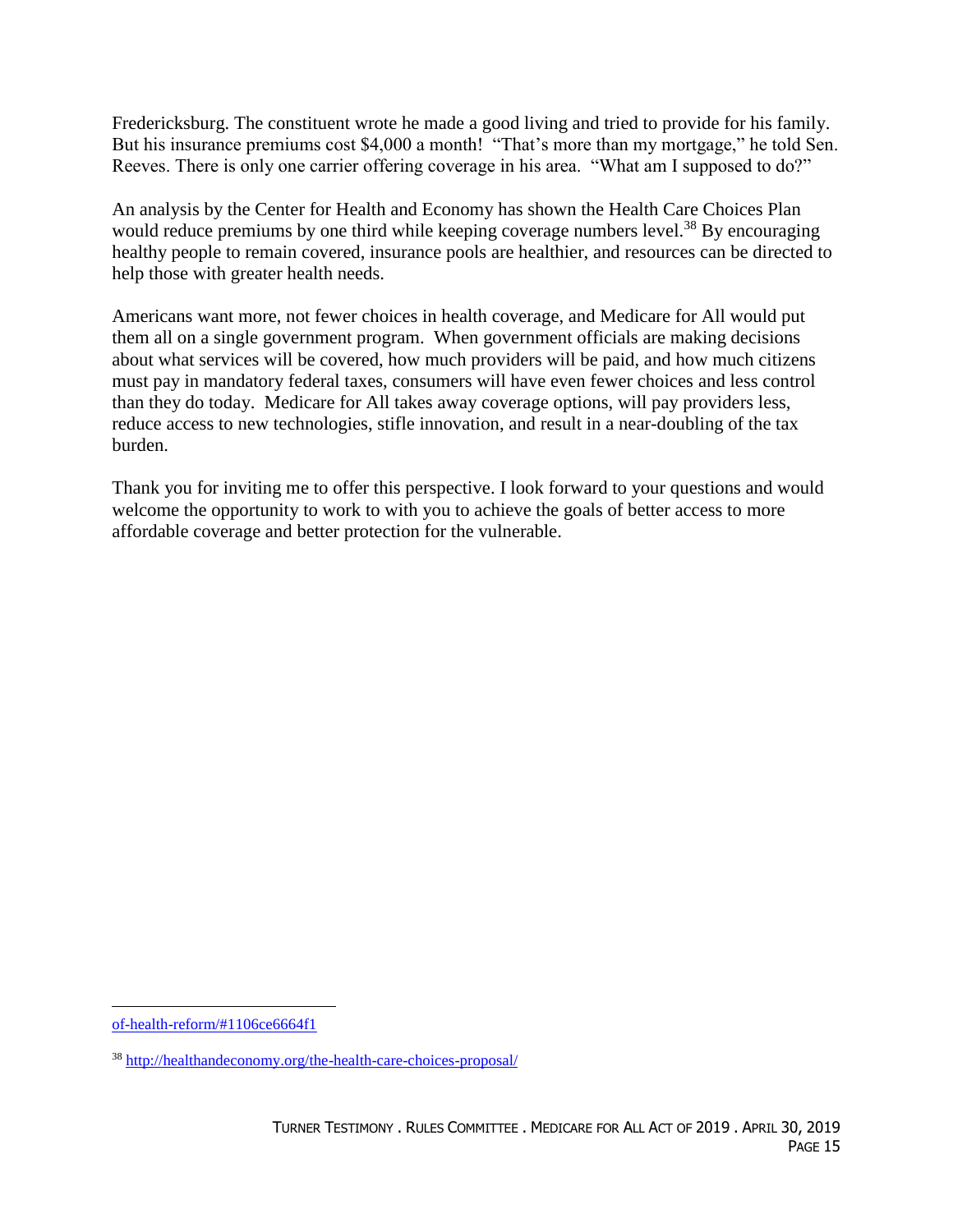Fredericksburg. The constituent wrote he made a good living and tried to provide for his family. But his insurance premiums cost $4,000 a month! "That's more than my mortgage," he told Sen. Reeves. There is only one carrier offering coverage in his area. "What am I supposed to do?"

An analysis by the Center for Health and Economy has shown the Health Care Choices Plan would reduce premiums by one third while keeping coverage numbers level.[38] By encouraging healthy people to remain covered, insurance pools are healthier, and resources can be directed to help those with greater health needs.

Americans want more, not fewer choices in health coverage, and Medicare for All would put them all on a single government program. When government officials are making decisions about what services will be covered, how much providers will be paid, and how much citizens must pay in mandatory federal taxes, consumers will have even fewer choices and less control than they do today. Medicare for All takes away coverage options, will pay providers less, reduce access to new technologies, stifle innovation, and result in a near-doubling of the tax burden.

Thank you for inviting me to offer this perspective. I look forward to your questions and would welcome the opportunity to work to with you to achieve the goals of better access to more affordable coverage and better protection for the vulnerable.

---

of-health-reform/#1106ce6664f1

[38] http://healthandeconomy.org/the-health-care-choices-proposal/